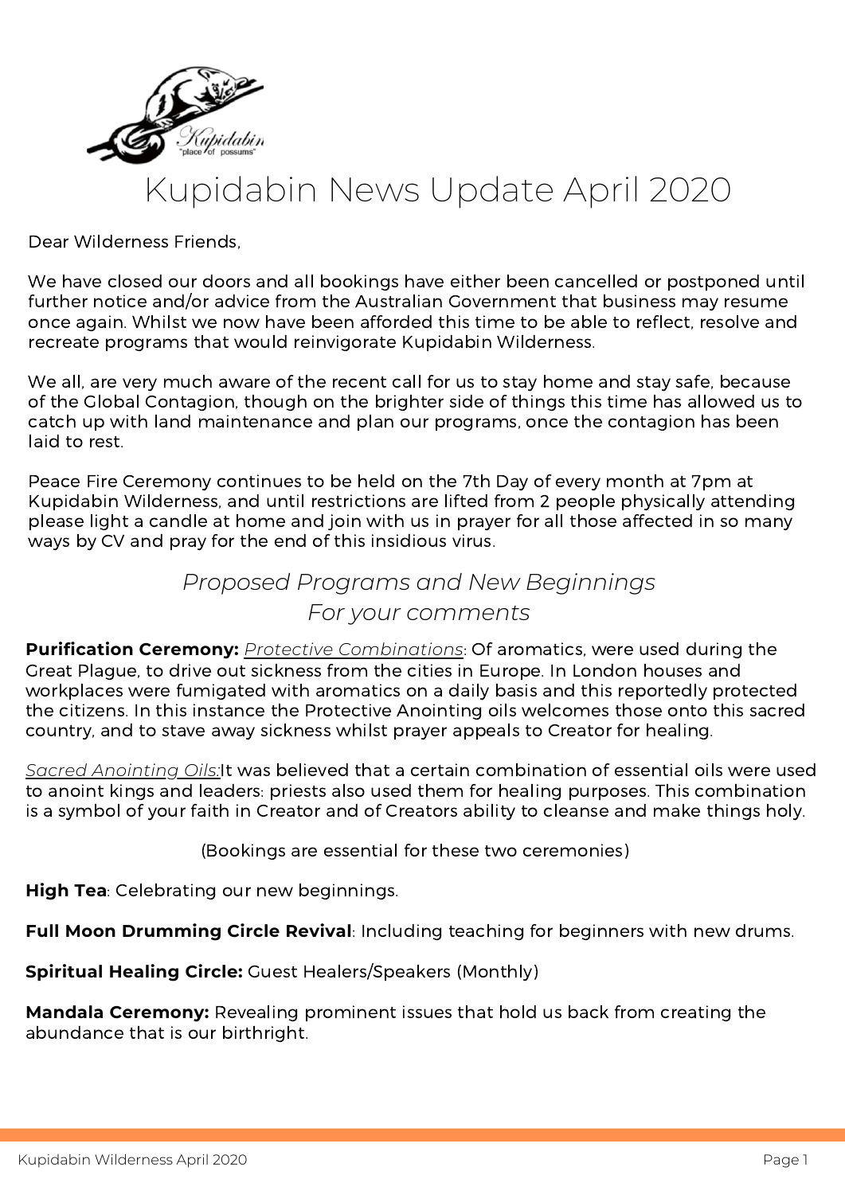# Kupidabin News Update April 2020

Dear Wilderness Friends,

We have closed our doors and all bookings have either been cancelled or postponed until further notice and/or advice from the Australian Government that business may resume once again. Whilst we now have been afforded this time to be able to reflect, resolve and recreate programs that would reinvigorate Kupidabin Wilderness.

We all, are very much aware of the recent call for us to stay home and stay safe, because of the Global Contagion, though on the brighter side of things this time has allowed us to catch up with land maintenance and plan our programs, once the contagion has been laid to rest.

Peace Fire Ceremony continues to be held on the 7th Day of every month at 7pm at Kupidabin Wilderness, and until restrictions are lifted from 2 people physically attending please light a candle at home and join with us in prayer for all those affected in so many ways by CV and pray for the end of this insidious virus.

## *Proposed Programs and New Beginnings For your comments*

**Purification Ceremony:** *Protective Combinations*: Of aromatics, were used during the Great Plague, to drive out sickness from the cities in Europe. In London houses and workplaces were fumigated with aromatics on a daily basis and this reportedly protected the citizens. In this instance the Protective Anointing oils welcomes those onto this sacred country, and to stave away sickness whilst prayer appeals to Creator for healing.

*Sacred Anointing Oils:*It was believed that a certain combination of essential oils were used to anoint kings and leaders: priests also used them for healing purposes. This combination is a symbol of your faith in Creator and of Creators ability to cleanse and make things holy.

(Bookings are essential for these two ceremonies)

**High Tea**: Celebrating our new beginnings.

**Full Moon Drumming Circle Revival**: Including teaching for beginners with new drums.

**Spiritual Healing Circle:** Guest Healers/Speakers (Monthly)

**Mandala Ceremony:** Revealing prominent issues that hold us back from creating the abundance that is our birthright.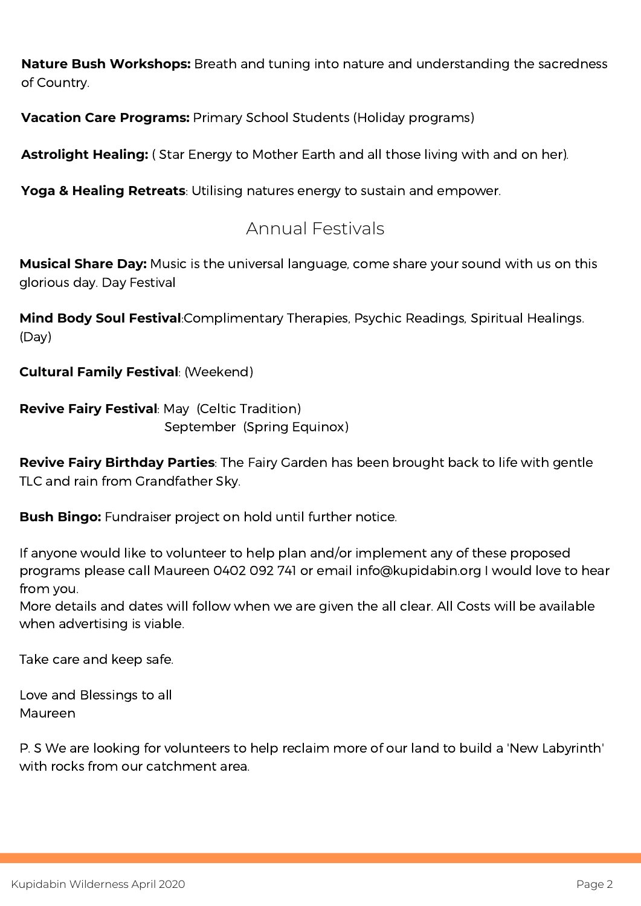**Nature Bush Workshops:** Breath and tuning into nature and understanding the sacredness of Country.

**Vacation Care Programs:** Primary School Students (Holiday programs)

**Astrolight Healing:** ( Star Energy to Mother Earth and all those living with and on her).

**Yoga & Healing Retreats**: Utilising natures energy to sustain and empower.

## Annual Festivals

**Musical Share Day:** Music is the universal language, come share your sound with us on this glorious day. Day Festival

**Mind Body Soul Festival**:Complimentary Therapies, Psychic Readings, Spiritual Healings. (Day)

**Cultural Family Festival**: (Weekend)

**Revive Fairy Festival**: May (Celtic Tradition)
September (Spring Equinox)

**Revive Fairy Birthday Parties**: The Fairy Garden has been brought back to life with gentle TLC and rain from Grandfather Sky.

**Bush Bingo:** Fundraiser project on hold until further notice.

If anyone would like to volunteer to help plan and/or implement any of these proposed programs please call Maureen 0402 092 741 or email info@kupidabin.org I would love to hear from you.
More details and dates will follow when we are given the all clear. All Costs will be available when advertising is viable.

Take care and keep safe.

Love and Blessings to all
Maureen

P. S We are looking for volunteers to help reclaim more of our land to build a 'New Labyrinth' with rocks from our catchment area.